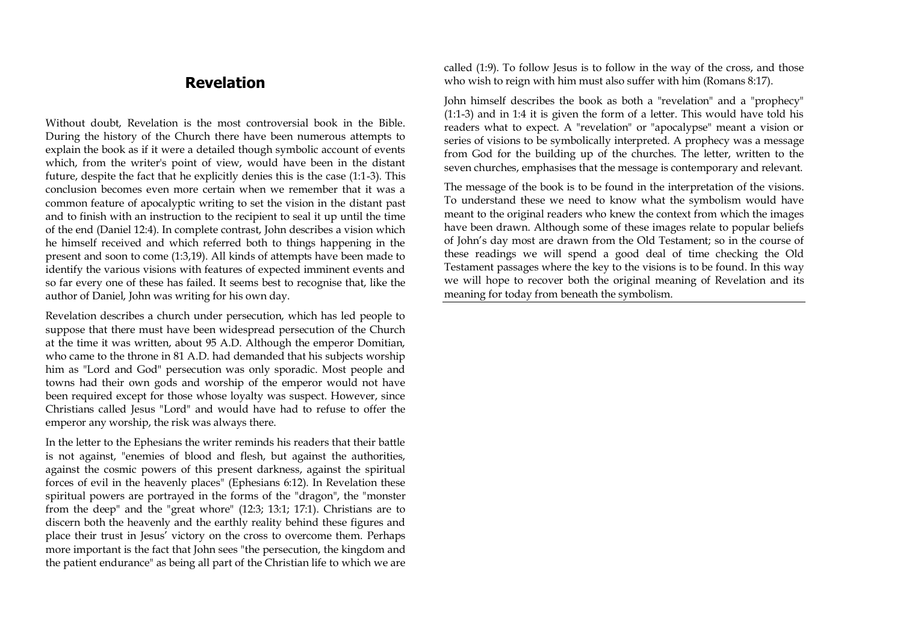# Revelation

Without doubt, Revelation is the most controversial book in the Bible. During the history of the Church there have been numerous attempts to explain the book as if it were a detailed though symbolic account of events which, from the writer's point of view, would have been in the distant future, despite the fact that he explicitly denies this is the case (1:1-3). This conclusion becomes even more certain when we remember that it was a common feature of apocalyptic writing to set the vision in the distant past and to finish with an instruction to the recipient to seal it up until the time of the end (Daniel 12:4). In complete contrast, John describes a vision which he himself received and which referred both to things happening in the present and soon to come (1:3,19). All kinds of attempts have been made to identify the various visions with features of expected imminent events and so far every one of these has failed. It seems best to recognise that, like the author of Daniel, John was writing for his own day.

Revelation describes a church under persecution, which has led people to suppose that there must have been widespread persecution of the Church at the time it was written, about 95 A.D. Although the emperor Domitian, who came to the throne in 81 A.D. had demanded that his subjects worship him as "Lord and God" persecution was only sporadic. Most people and towns had their own gods and worship of the emperor would not have been required except for those whose loyalty was suspect. However, since Christians called Jesus "Lord" and would have had to refuse to offer the emperor any worship, the risk was always there.

In the letter to the Ephesians the writer reminds his readers that their battle is not against, "enemies of blood and flesh, but against the authorities, against the cosmic powers of this present darkness, against the spiritual forces of evil in the heavenly places" (Ephesians 6:12). In Revelation these spiritual powers are portrayed in the forms of the "dragon", the "monster from the deep" and the "great whore" (12:3; 13:1; 17:1). Christians are to discern both the heavenly and the earthly reality behind these figures and place their trust in Jesus' victory on the cross to overcome them. Perhaps more important is the fact that John sees "the persecution, the kingdom and the patient endurance" as being all part of the Christian life to which we are called (1:9). To follow Jesus is to follow in the way of the cross, and those who wish to reign with him must also suffer with him (Romans 8:17).

John himself describes the book as both a "revelation" and a "prophecy" (1:1-3) and in 1:4 it is given the form of a letter. This would have told his readers what to expect. A "revelation" or "apocalypse" meant a vision or series of visions to be symbolically interpreted. A prophecy was a message from God for the building up of the churches. The letter, written to the seven churches, emphasises that the message is contemporary and relevant.

The message of the book is to be found in the interpretation of the visions. To understand these we need to know what the symbolism would have meant to the original readers who knew the context from which the images have been drawn. Although some of these images relate to popular beliefs of John's day most are drawn from the Old Testament; so in the course of these readings we will spend a good deal of time checking the Old Testament passages where the key to the visions is to be found. In this way we will hope to recover both the original meaning of Revelation and its meaning for today from beneath the symbolism.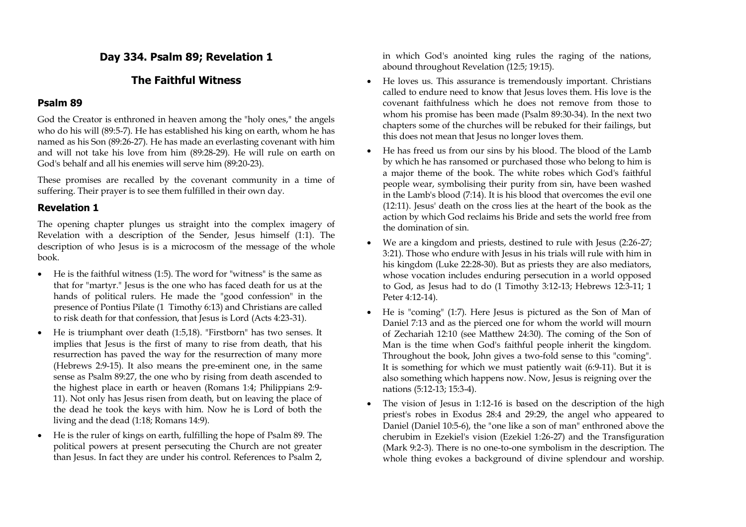## Day 334. Psalm 89; Revelation 1

## The Faithful Witness

### Psalm 89

God the Creator is enthroned in heaven among the "holy ones," the angels who do his will (89:5-7). He has established his king on earth, whom he has named as his Son (89:26-27). He has made an everlasting covenant with him and will not take his love from him (89:28-29). He will rule on earth on God's behalf and all his enemies will serve him (89:20-23).

These promises are recalled by the covenant community in a time of suffering. Their prayer is to see them fulfilled in their own day.

### Revelation 1

The opening chapter plunges us straight into the complex imagery of Revelation with a description of the Sender, Jesus himself (1:1). The description of who Jesus is is a microcosm of the message of the whole book.

- He is the faithful witness (1:5). The word for "witness" is the same as that for "martyr." Jesus is the one who has faced death for us at the hands of political rulers. He made the "good confession" in the presence of Pontius Pilate (1 Timothy 6:13) and Christians are called to risk death for that confession, that Jesus is Lord (Acts 4:23-31).
- He is triumphant over death (1:5,18). "Firstborn" has two senses. It implies that Jesus is the first of many to rise from death, that his resurrection has paved the way for the resurrection of many more (Hebrews 2:9-15). It also means the pre-eminent one, in the same sense as Psalm 89:27, the one who by rising from death ascended to the highest place in earth or heaven (Romans 1:4; Philippians 2:9-11). Not only has Jesus risen from death, but on leaving the place of the dead he took the keys with him. Now he is Lord of both the living and the dead (1:18; Romans 14:9).
- He is the ruler of kings on earth, fulfilling the hope of Psalm 89. The political powers at present persecuting the Church are not greater than Jesus. In fact they are under his control. References to Psalm 2, in which God's anointed king rules the raging of the nations, abound throughout Revelation (12:5; 19:15).
- He loves us. This assurance is tremendously important. Christians called to endure need to know that Jesus loves them. His love is the covenant faithfulness which he does not remove from those to whom his promise has been made (Psalm 89:30-34). In the next two chapters some of the churches will be rebuked for their failings, but this does not mean that Jesus no longer loves them.
- He has freed us from our sins by his blood. The blood of the Lamb by which he has ransomed or purchased those who belong to him is a major theme of the book. The white robes which God's faithful people wear, symbolising their purity from sin, have been washed in the Lamb's blood (7:14). It is his blood that overcomes the evil one (12:11). Jesus' death on the cross lies at the heart of the book as the action by which God reclaims his Bride and sets the world free from the domination of sin.
- We are a kingdom and priests, destined to rule with Jesus (2:26-27; 3:21). Those who endure with Jesus in his trials will rule with him in his kingdom (Luke 22:28-30). But as priests they are also mediators, whose vocation includes enduring persecution in a world opposed to God, as Jesus had to do (1 Timothy 3:12-13; Hebrews 12:3-11; 1 Peter 4:12-14).
- He is "coming" (1:7). Here Jesus is pictured as the Son of Man of Daniel 7:13 and as the pierced one for whom the world will mourn of Zechariah 12:10 (see Matthew 24:30). The coming of the Son of Man is the time when God's faithful people inherit the kingdom. Throughout the book, John gives a two-fold sense to this "coming". It is something for which we must patiently wait (6:9-11). But it is also something which happens now. Now, Jesus is reigning over the nations (5:12-13; 15:3-4).
- The vision of Jesus in 1:12-16 is based on the description of the high priest's robes in Exodus 28:4 and 29:29, the angel who appeared to Daniel (Daniel 10:5-6), the "one like a son of man" enthroned above the cherubim in Ezekiel's vision (Ezekiel 1:26-27) and the Transfiguration (Mark 9:2-3). There is no one-to-one symbolism in the description. The whole thing evokes a background of divine splendour and worship.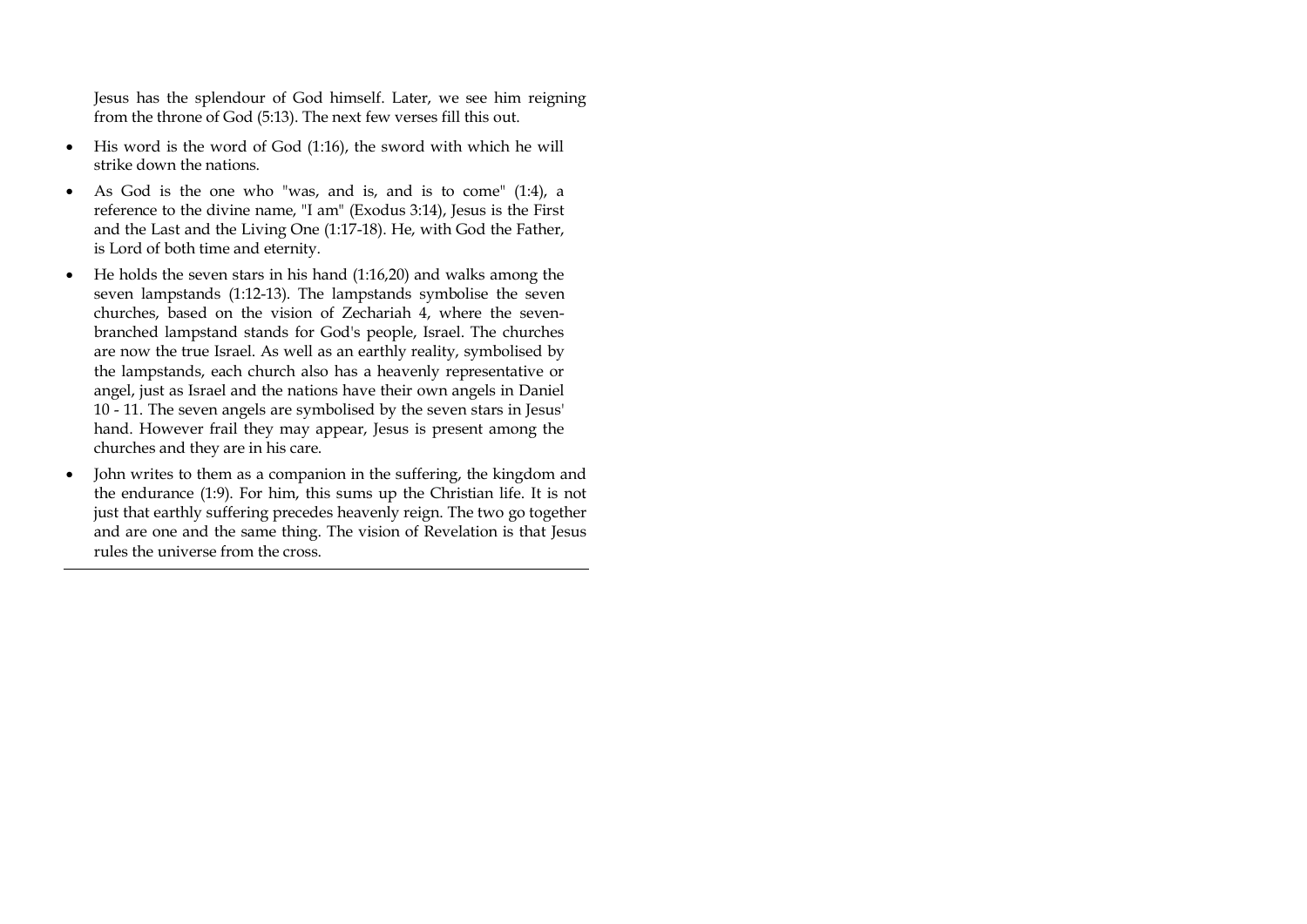Jesus has the splendour of God himself. Later, we see him reigning from the throne of God (5:13). The next few verses fill this out.

- His word is the word of God (1:16), the sword with which he will strike down the nations.
- As God is the one who "was, and is, and is to come" (1:4), a reference to the divine name, "I am" (Exodus 3:14), Jesus is the First and the Last and the Living One (1:17-18). He, with God the Father, is Lord of both time and eternity.
- He holds the seven stars in his hand (1:16,20) and walks among the seven lampstands (1:12-13). The lampstands symbolise the seven churches, based on the vision of Zechariah 4, where the seven-branched lampstand stands for God's people, Israel. The churches are now the true Israel. As well as an earthly reality, symbolised by the lampstands, each church also has a heavenly representative or angel, just as Israel and the nations have their own angels in Daniel 10 - 11. The seven angels are symbolised by the seven stars in Jesus' hand. However frail they may appear, Jesus is present among the churches and they are in his care.
- John writes to them as a companion in the suffering, the kingdom and the endurance (1:9). For him, this sums up the Christian life. It is not just that earthly suffering precedes heavenly reign. The two go together and are one and the same thing. The vision of Revelation is that Jesus rules the universe from the cross.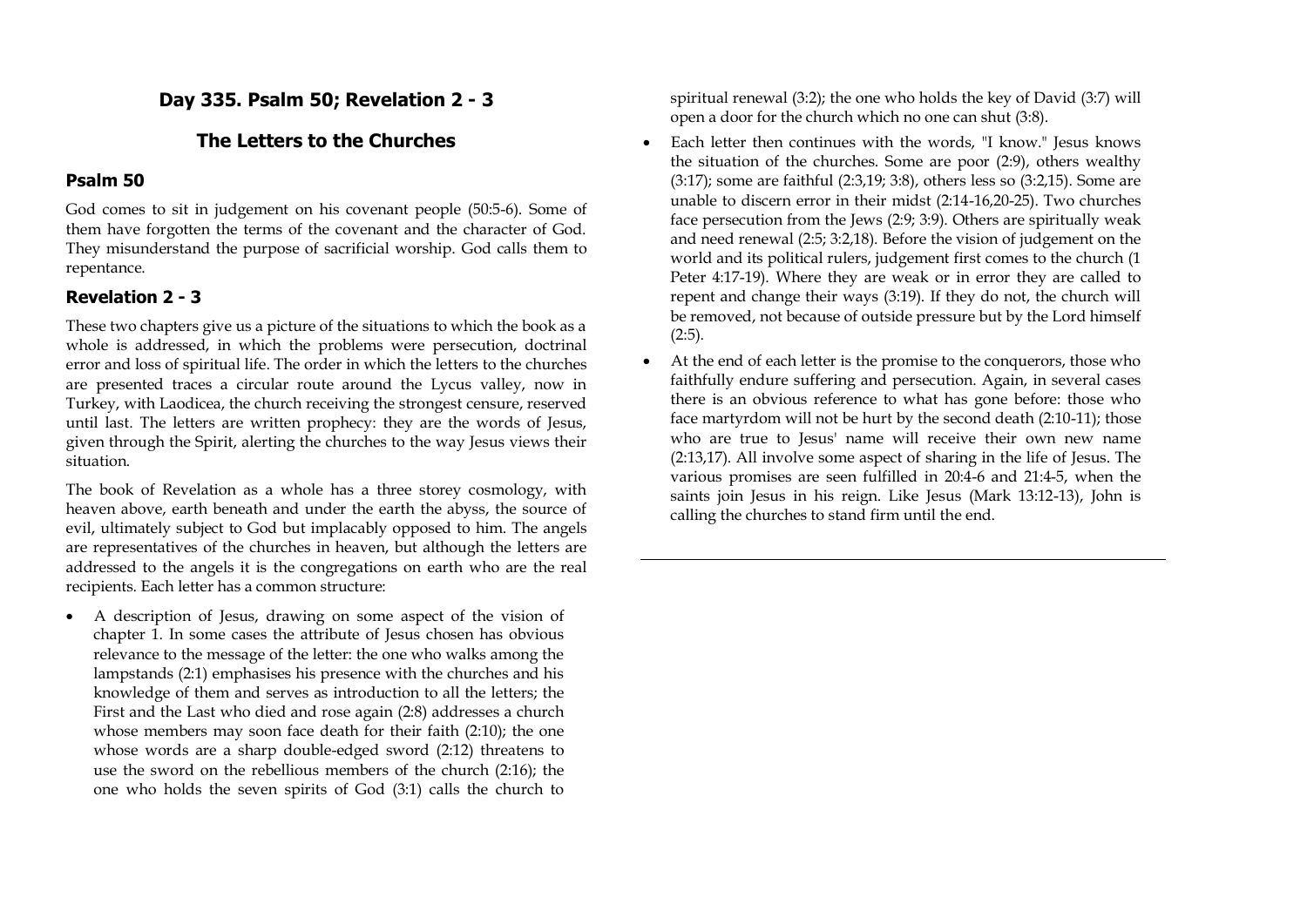## Day 335. Psalm 50; Revelation 2 - 3

## The Letters to the Churches

### Psalm 50

God comes to sit in judgement on his covenant people (50:5-6). Some of them have forgotten the terms of the covenant and the character of God. They misunderstand the purpose of sacrificial worship. God calls them to repentance.

### Revelation 2 - 3

These two chapters give us a picture of the situations to which the book as a whole is addressed, in which the problems were persecution, doctrinal error and loss of spiritual life. The order in which the letters to the churches are presented traces a circular route around the Lycus valley, now in Turkey, with Laodicea, the church receiving the strongest censure, reserved until last. The letters are written prophecy: they are the words of Jesus, given through the Spirit, alerting the churches to the way Jesus views their situation.

The book of Revelation as a whole has a three storey cosmology, with heaven above, earth beneath and under the earth the abyss, the source of evil, ultimately subject to God but implacably opposed to him. The angels are representatives of the churches in heaven, but although the letters are addressed to the angels it is the congregations on earth who are the real recipients. Each letter has a common structure:

- A description of Jesus, drawing on some aspect of the vision of chapter 1. In some cases the attribute of Jesus chosen has obvious relevance to the message of the letter: the one who walks among the lampstands (2:1) emphasises his presence with the churches and his knowledge of them and serves as introduction to all the letters; the First and the Last who died and rose again (2:8) addresses a church whose members may soon face death for their faith (2:10); the one whose words are a sharp double-edged sword (2:12) threatens to use the sword on the rebellious members of the church (2:16); the one who holds the seven spirits of God (3:1) calls the church to spiritual renewal (3:2); the one who holds the key of David (3:7) will open a door for the church which no one can shut (3:8).
- Each letter then continues with the words, "I know." Jesus knows the situation of the churches. Some are poor (2:9), others wealthy (3:17); some are faithful (2:3,19; 3:8), others less so (3:2,15). Some are unable to discern error in their midst (2:14-16,20-25). Two churches face persecution from the Jews (2:9; 3:9). Others are spiritually weak and need renewal (2:5; 3:2,18). Before the vision of judgement on the world and its political rulers, judgement first comes to the church (1 Peter 4:17-19). Where they are weak or in error they are called to repent and change their ways (3:19). If they do not, the church will be removed, not because of outside pressure but by the Lord himself (2:5).
- At the end of each letter is the promise to the conquerors, those who faithfully endure suffering and persecution. Again, in several cases there is an obvious reference to what has gone before: those who face martyrdom will not be hurt by the second death (2:10-11); those who are true to Jesus' name will receive their own new name (2:13,17). All involve some aspect of sharing in the life of Jesus. The various promises are seen fulfilled in 20:4-6 and 21:4-5, when the saints join Jesus in his reign. Like Jesus (Mark 13:12-13), John is calling the churches to stand firm until the end.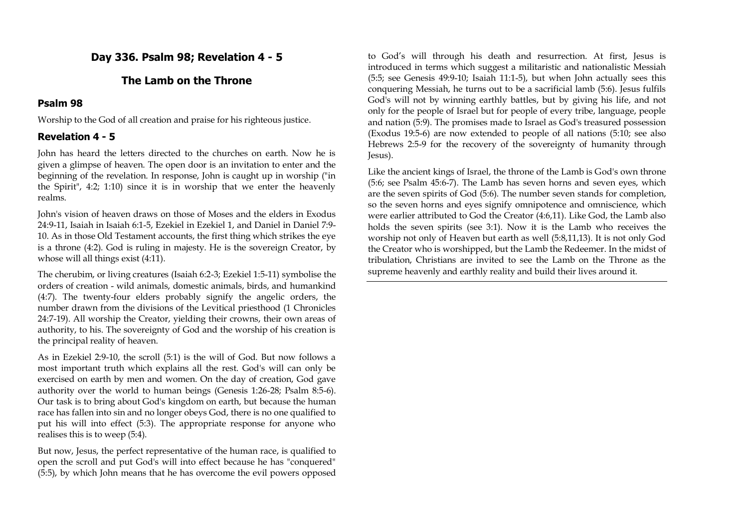## Day 336. Psalm 98; Revelation 4 - 5

## The Lamb on the Throne

### Psalm 98

Worship to the God of all creation and praise for his righteous justice.

### Revelation 4 - 5

John has heard the letters directed to the churches on earth. Now he is given a glimpse of heaven. The open door is an invitation to enter and the beginning of the revelation. In response, John is caught up in worship ("in the Spirit", 4:2; 1:10) since it is in worship that we enter the heavenly realms.

John's vision of heaven draws on those of Moses and the elders in Exodus 24:9-11, Isaiah in Isaiah 6:1-5, Ezekiel in Ezekiel 1, and Daniel in Daniel 7:9-10. As in those Old Testament accounts, the first thing which strikes the eye is a throne (4:2). God is ruling in majesty. He is the sovereign Creator, by whose will all things exist (4:11).

The cherubim, or living creatures (Isaiah 6:2-3; Ezekiel 1:5-11) symbolise the orders of creation - wild animals, domestic animals, birds, and humankind (4:7). The twenty-four elders probably signify the angelic orders, the number drawn from the divisions of the Levitical priesthood (1 Chronicles 24:7-19). All worship the Creator, yielding their crowns, their own areas of authority, to his. The sovereignty of God and the worship of his creation is the principal reality of heaven.

As in Ezekiel 2:9-10, the scroll (5:1) is the will of God. But now follows a most important truth which explains all the rest. God's will can only be exercised on earth by men and women. On the day of creation, God gave authority over the world to human beings (Genesis 1:26-28; Psalm 8:5-6). Our task is to bring about God's kingdom on earth, but because the human race has fallen into sin and no longer obeys God, there is no one qualified to put his will into effect (5:3). The appropriate response for anyone who realises this is to weep (5:4).

But now, Jesus, the perfect representative of the human race, is qualified to open the scroll and put God's will into effect because he has "conquered" (5:5), by which John means that he has overcome the evil powers opposed to God's will through his death and resurrection. At first, Jesus is introduced in terms which suggest a militaristic and nationalistic Messiah (5:5; see Genesis 49:9-10; Isaiah 11:1-5), but when John actually sees this conquering Messiah, he turns out to be a sacrificial lamb (5:6). Jesus fulfils God's will not by winning earthly battles, but by giving his life, and not only for the people of Israel but for people of every tribe, language, people and nation (5:9). The promises made to Israel as God's treasured possession (Exodus 19:5-6) are now extended to people of all nations (5:10; see also Hebrews 2:5-9 for the recovery of the sovereignty of humanity through Jesus).

Like the ancient kings of Israel, the throne of the Lamb is God's own throne (5:6; see Psalm 45:6-7). The Lamb has seven horns and seven eyes, which are the seven spirits of God (5:6). The number seven stands for completion, so the seven horns and eyes signify omnipotence and omniscience, which were earlier attributed to God the Creator (4:6,11). Like God, the Lamb also holds the seven spirits (see 3:1). Now it is the Lamb who receives the worship not only of Heaven but earth as well (5:8,11,13). It is not only God the Creator who is worshipped, but the Lamb the Redeemer. In the midst of tribulation, Christians are invited to see the Lamb on the Throne as the supreme heavenly and earthly reality and build their lives around it.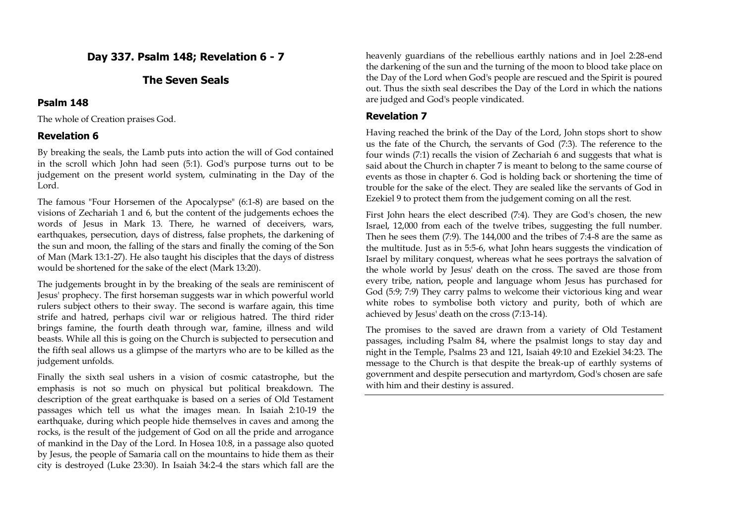## Day 337. Psalm 148; Revelation 6 - 7

## The Seven Seals

### Psalm 148

The whole of Creation praises God.

### Revelation 6

By breaking the seals, the Lamb puts into action the will of God contained in the scroll which John had seen (5:1). God's purpose turns out to be judgement on the present world system, culminating in the Day of the Lord.

The famous "Four Horsemen of the Apocalypse" (6:1-8) are based on the visions of Zechariah 1 and 6, but the content of the judgements echoes the words of Jesus in Mark 13. There, he warned of deceivers, wars, earthquakes, persecution, days of distress, false prophets, the darkening of the sun and moon, the falling of the stars and finally the coming of the Son of Man (Mark 13:1-27). He also taught his disciples that the days of distress would be shortened for the sake of the elect (Mark 13:20).

The judgements brought in by the breaking of the seals are reminiscent of Jesus' prophecy. The first horseman suggests war in which powerful world rulers subject others to their sway. The second is warfare again, this time strife and hatred, perhaps civil war or religious hatred. The third rider brings famine, the fourth death through war, famine, illness and wild beasts. While all this is going on the Church is subjected to persecution and the fifth seal allows us a glimpse of the martyrs who are to be killed as the judgement unfolds.

Finally the sixth seal ushers in a vision of cosmic catastrophe, but the emphasis is not so much on physical but political breakdown. The description of the great earthquake is based on a series of Old Testament passages which tell us what the images mean. In Isaiah 2:10-19 the earthquake, during which people hide themselves in caves and among the rocks, is the result of the judgement of God on all the pride and arrogance of mankind in the Day of the Lord. In Hosea 10:8, in a passage also quoted by Jesus, the people of Samaria call on the mountains to hide them as their city is destroyed (Luke 23:30). In Isaiah 34:2-4 the stars which fall are the heavenly guardians of the rebellious earthly nations and in Joel 2:28-end the darkening of the sun and the turning of the moon to blood take place on the Day of the Lord when God's people are rescued and the Spirit is poured out. Thus the sixth seal describes the Day of the Lord in which the nations are judged and God's people vindicated.

### Revelation 7

Having reached the brink of the Day of the Lord, John stops short to show us the fate of the Church, the servants of God (7:3). The reference to the four winds (7:1) recalls the vision of Zechariah 6 and suggests that what is said about the Church in chapter 7 is meant to belong to the same course of events as those in chapter 6. God is holding back or shortening the time of trouble for the sake of the elect. They are sealed like the servants of God in Ezekiel 9 to protect them from the judgement coming on all the rest.

First John hears the elect described (7:4). They are God's chosen, the new Israel, 12,000 from each of the twelve tribes, suggesting the full number. Then he sees them (7:9). The 144,000 and the tribes of 7:4-8 are the same as the multitude. Just as in 5:5-6, what John hears suggests the vindication of Israel by military conquest, whereas what he sees portrays the salvation of the whole world by Jesus' death on the cross. The saved are those from every tribe, nation, people and language whom Jesus has purchased for God (5:9; 7:9) They carry palms to welcome their victorious king and wear white robes to symbolise both victory and purity, both of which are achieved by Jesus' death on the cross (7:13-14).

The promises to the saved are drawn from a variety of Old Testament passages, including Psalm 84, where the psalmist longs to stay day and night in the Temple, Psalms 23 and 121, Isaiah 49:10 and Ezekiel 34:23. The message to the Church is that despite the break-up of earthly systems of government and despite persecution and martyrdom, God's chosen are safe with him and their destiny is assured.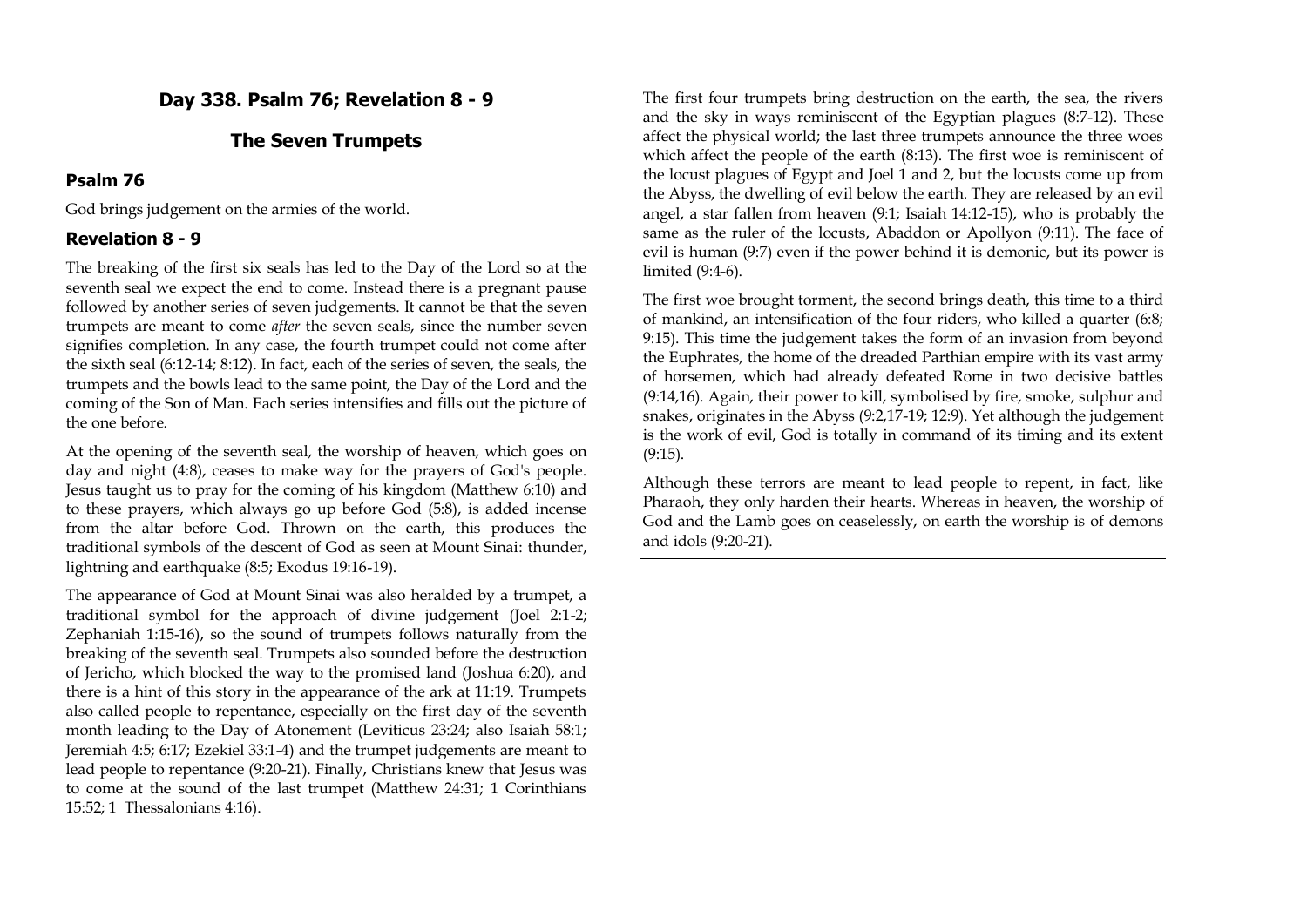## Day 338. Psalm 76; Revelation 8 - 9

## The Seven Trumpets

### Psalm 76

God brings judgement on the armies of the world.

### Revelation 8 - 9

The breaking of the first six seals has led to the Day of the Lord so at the seventh seal we expect the end to come. Instead there is a pregnant pause followed by another series of seven judgements. It cannot be that the seven trumpets are meant to come *after* the seven seals, since the number seven signifies completion. In any case, the fourth trumpet could not come after the sixth seal (6:12-14; 8:12). In fact, each of the series of seven, the seals, the trumpets and the bowls lead to the same point, the Day of the Lord and the coming of the Son of Man. Each series intensifies and fills out the picture of the one before.

At the opening of the seventh seal, the worship of heaven, which goes on day and night (4:8), ceases to make way for the prayers of God's people. Jesus taught us to pray for the coming of his kingdom (Matthew 6:10) and to these prayers, which always go up before God (5:8), is added incense from the altar before God. Thrown on the earth, this produces the traditional symbols of the descent of God as seen at Mount Sinai: thunder, lightning and earthquake (8:5; Exodus 19:16-19).

The appearance of God at Mount Sinai was also heralded by a trumpet, a traditional symbol for the approach of divine judgement (Joel 2:1-2; Zephaniah 1:15-16), so the sound of trumpets follows naturally from the breaking of the seventh seal. Trumpets also sounded before the destruction of Jericho, which blocked the way to the promised land (Joshua 6:20), and there is a hint of this story in the appearance of the ark at 11:19. Trumpets also called people to repentance, especially on the first day of the seventh month leading to the Day of Atonement (Leviticus 23:24; also Isaiah 58:1; Jeremiah 4:5; 6:17; Ezekiel 33:1-4) and the trumpet judgements are meant to lead people to repentance (9:20-21). Finally, Christians knew that Jesus was to come at the sound of the last trumpet (Matthew 24:31; 1 Corinthians 15:52; 1 Thessalonians 4:16).

The first four trumpets bring destruction on the earth, the sea, the rivers and the sky in ways reminiscent of the Egyptian plagues (8:7-12). These affect the physical world; the last three trumpets announce the three woes which affect the people of the earth (8:13). The first woe is reminiscent of the locust plagues of Egypt and Joel 1 and 2, but the locusts come up from the Abyss, the dwelling of evil below the earth. They are released by an evil angel, a star fallen from heaven (9:1; Isaiah 14:12-15), who is probably the same as the ruler of the locusts, Abaddon or Apollyon (9:11). The face of evil is human (9:7) even if the power behind it is demonic, but its power is limited (9:4-6).

The first woe brought torment, the second brings death, this time to a third of mankind, an intensification of the four riders, who killed a quarter (6:8; 9:15). This time the judgement takes the form of an invasion from beyond the Euphrates, the home of the dreaded Parthian empire with its vast army of horsemen, which had already defeated Rome in two decisive battles (9:14,16). Again, their power to kill, symbolised by fire, smoke, sulphur and snakes, originates in the Abyss (9:2,17-19; 12:9). Yet although the judgement is the work of evil, God is totally in command of its timing and its extent (9:15).

Although these terrors are meant to lead people to repent, in fact, like Pharaoh, they only harden their hearts. Whereas in heaven, the worship of God and the Lamb goes on ceaselessly, on earth the worship is of demons and idols (9:20-21).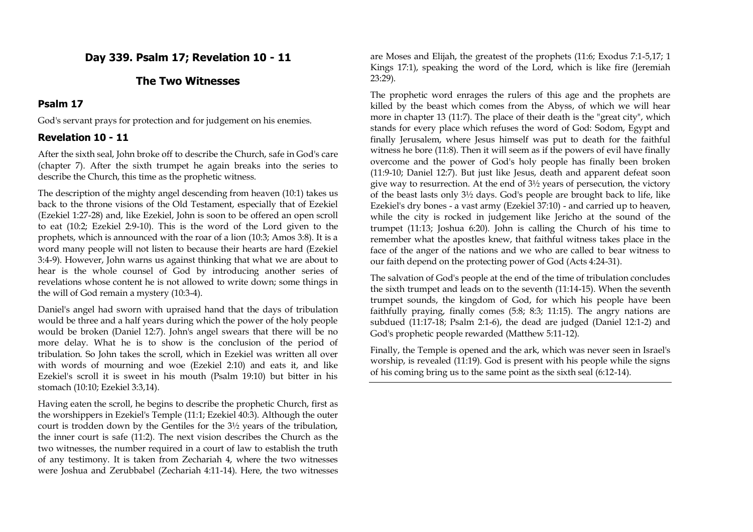## Day 339. Psalm 17; Revelation 10 - 11

## The Two Witnesses

### Psalm 17

God's servant prays for protection and for judgement on his enemies.

### Revelation 10 - 11

After the sixth seal, John broke off to describe the Church, safe in God's care (chapter 7). After the sixth trumpet he again breaks into the series to describe the Church, this time as the prophetic witness.

The description of the mighty angel descending from heaven (10:1) takes us back to the throne visions of the Old Testament, especially that of Ezekiel (Ezekiel 1:27-28) and, like Ezekiel, John is soon to be offered an open scroll to eat (10:2; Ezekiel 2:9-10). This is the word of the Lord given to the prophets, which is announced with the roar of a lion (10:3; Amos 3:8). It is a word many people will not listen to because their hearts are hard (Ezekiel 3:4-9). However, John warns us against thinking that what we are about to hear is the whole counsel of God by introducing another series of revelations whose content he is not allowed to write down; some things in the will of God remain a mystery (10:3-4).

Daniel's angel had sworn with upraised hand that the days of tribulation would be three and a half years during which the power of the holy people would be broken (Daniel 12:7). John's angel swears that there will be no more delay. What he is to show is the conclusion of the period of tribulation. So John takes the scroll, which in Ezekiel was written all over with words of mourning and woe (Ezekiel 2:10) and eats it, and like Ezekiel's scroll it is sweet in his mouth (Psalm 19:10) but bitter in his stomach (10:10; Ezekiel 3:3,14).

Having eaten the scroll, he begins to describe the prophetic Church, first as the worshippers in Ezekiel's Temple (11:1; Ezekiel 40:3). Although the outer court is trodden down by the Gentiles for the 3½ years of the tribulation, the inner court is safe (11:2). The next vision describes the Church as the two witnesses, the number required in a court of law to establish the truth of any testimony. It is taken from Zechariah 4, where the two witnesses were Joshua and Zerubbabel (Zechariah 4:11-14). Here, the two witnesses are Moses and Elijah, the greatest of the prophets (11:6; Exodus 7:1-5,17; 1 Kings 17:1), speaking the word of the Lord, which is like fire (Jeremiah 23:29).

The prophetic word enrages the rulers of this age and the prophets are killed by the beast which comes from the Abyss, of which we will hear more in chapter 13 (11:7). The place of their death is the "great city", which stands for every place which refuses the word of God: Sodom, Egypt and finally Jerusalem, where Jesus himself was put to death for the faithful witness he bore (11:8). Then it will seem as if the powers of evil have finally overcome and the power of God's holy people has finally been broken (11:9-10; Daniel 12:7). But just like Jesus, death and apparent defeat soon give way to resurrection. At the end of 3½ years of persecution, the victory of the beast lasts only 3½ days. God's people are brought back to life, like Ezekiel's dry bones - a vast army (Ezekiel 37:10) - and carried up to heaven, while the city is rocked in judgement like Jericho at the sound of the trumpet (11:13; Joshua 6:20). John is calling the Church of his time to remember what the apostles knew, that faithful witness takes place in the face of the anger of the nations and we who are called to bear witness to our faith depend on the protecting power of God (Acts 4:24-31).

The salvation of God's people at the end of the time of tribulation concludes the sixth trumpet and leads on to the seventh (11:14-15). When the seventh trumpet sounds, the kingdom of God, for which his people have been faithfully praying, finally comes (5:8; 8:3; 11:15). The angry nations are subdued (11:17-18; Psalm 2:1-6), the dead are judged (Daniel 12:1-2) and God's prophetic people rewarded (Matthew 5:11-12).

Finally, the Temple is opened and the ark, which was never seen in Israel's worship, is revealed (11:19). God is present with his people while the signs of his coming bring us to the same point as the sixth seal (6:12-14).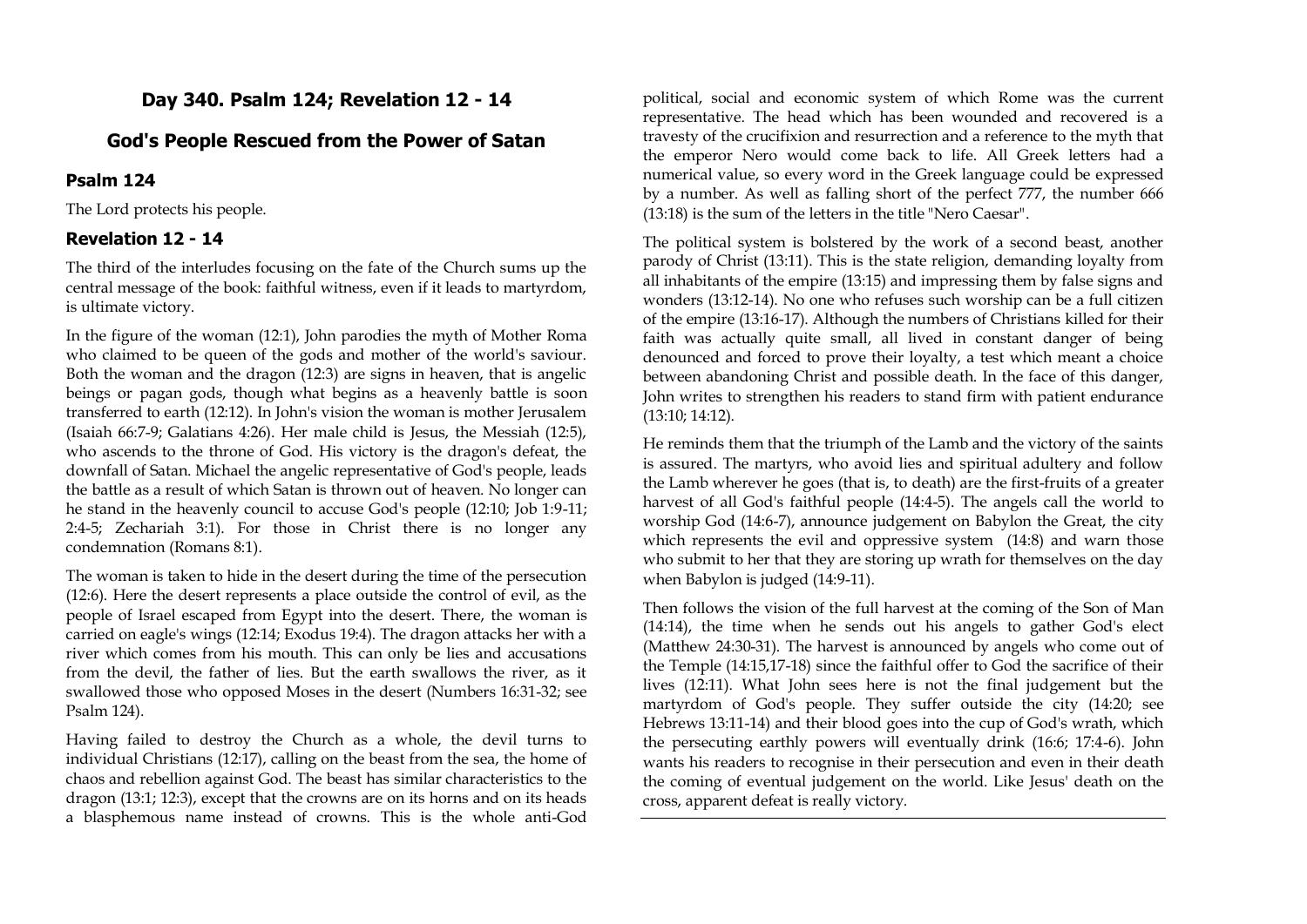## Day 340. Psalm 124; Revelation 12 - 14

## God's People Rescued from the Power of Satan

### Psalm 124

The Lord protects his people.

### Revelation 12 - 14

The third of the interludes focusing on the fate of the Church sums up the central message of the book: faithful witness, even if it leads to martyrdom, is ultimate victory.

In the figure of the woman (12:1), John parodies the myth of Mother Roma who claimed to be queen of the gods and mother of the world's saviour. Both the woman and the dragon (12:3) are signs in heaven, that is angelic beings or pagan gods, though what begins as a heavenly battle is soon transferred to earth (12:12). In John's vision the woman is mother Jerusalem (Isaiah 66:7-9; Galatians 4:26). Her male child is Jesus, the Messiah (12:5), who ascends to the throne of God. His victory is the dragon's defeat, the downfall of Satan. Michael the angelic representative of God's people, leads the battle as a result of which Satan is thrown out of heaven. No longer can he stand in the heavenly council to accuse God's people (12:10; Job 1:9-11; 2:4-5; Zechariah 3:1). For those in Christ there is no longer any condemnation (Romans 8:1).

The woman is taken to hide in the desert during the time of the persecution (12:6). Here the desert represents a place outside the control of evil, as the people of Israel escaped from Egypt into the desert. There, the woman is carried on eagle's wings (12:14; Exodus 19:4). The dragon attacks her with a river which comes from his mouth. This can only be lies and accusations from the devil, the father of lies. But the earth swallows the river, as it swallowed those who opposed Moses in the desert (Numbers 16:31-32; see Psalm 124).

Having failed to destroy the Church as a whole, the devil turns to individual Christians (12:17), calling on the beast from the sea, the home of chaos and rebellion against God. The beast has similar characteristics to the dragon (13:1; 12:3), except that the crowns are on its horns and on its heads a blasphemous name instead of crowns. This is the whole anti-God political, social and economic system of which Rome was the current representative. The head which has been wounded and recovered is a travesty of the crucifixion and resurrection and a reference to the myth that the emperor Nero would come back to life. All Greek letters had a numerical value, so every word in the Greek language could be expressed by a number. As well as falling short of the perfect 777, the number 666 (13:18) is the sum of the letters in the title "Nero Caesar".

The political system is bolstered by the work of a second beast, another parody of Christ (13:11). This is the state religion, demanding loyalty from all inhabitants of the empire (13:15) and impressing them by false signs and wonders (13:12-14). No one who refuses such worship can be a full citizen of the empire (13:16-17). Although the numbers of Christians killed for their faith was actually quite small, all lived in constant danger of being denounced and forced to prove their loyalty, a test which meant a choice between abandoning Christ and possible death. In the face of this danger, John writes to strengthen his readers to stand firm with patient endurance (13:10; 14:12).

He reminds them that the triumph of the Lamb and the victory of the saints is assured. The martyrs, who avoid lies and spiritual adultery and follow the Lamb wherever he goes (that is, to death) are the first-fruits of a greater harvest of all God's faithful people (14:4-5). The angels call the world to worship God (14:6-7), announce judgement on Babylon the Great, the city which represents the evil and oppressive system (14:8) and warn those who submit to her that they are storing up wrath for themselves on the day when Babylon is judged (14:9-11).

Then follows the vision of the full harvest at the coming of the Son of Man (14:14), the time when he sends out his angels to gather God's elect (Matthew 24:30-31). The harvest is announced by angels who come out of the Temple (14:15,17-18) since the faithful offer to God the sacrifice of their lives (12:11). What John sees here is not the final judgement but the martyrdom of God's people. They suffer outside the city (14:20; see Hebrews 13:11-14) and their blood goes into the cup of God's wrath, which the persecuting earthly powers will eventually drink (16:6; 17:4-6). John wants his readers to recognise in their persecution and even in their death the coming of eventual judgement on the world. Like Jesus' death on the cross, apparent defeat is really victory.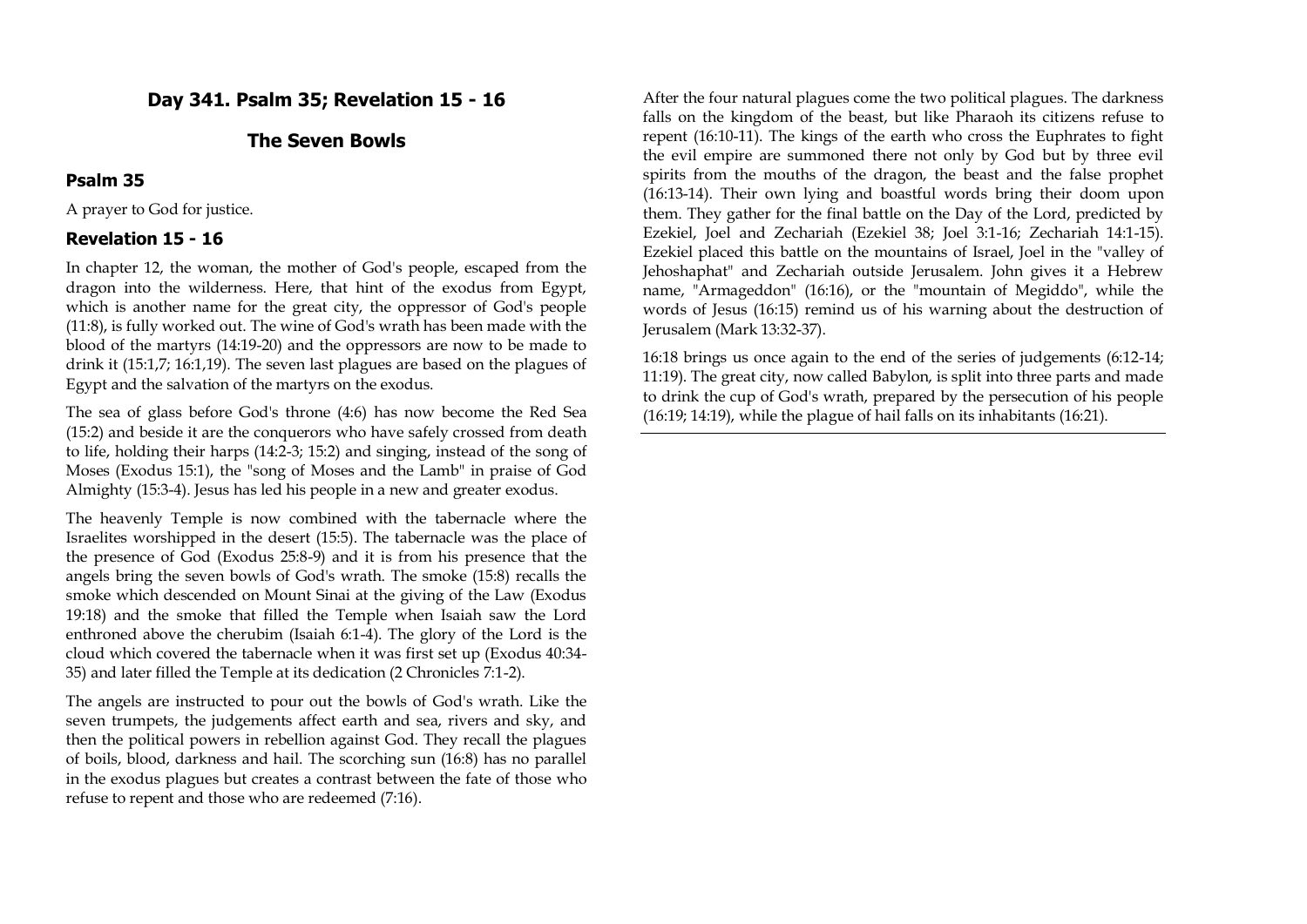## Day 341. Psalm 35; Revelation 15 - 16

## The Seven Bowls

### Psalm 35

A prayer to God for justice.

### Revelation 15 - 16

In chapter 12, the woman, the mother of God's people, escaped from the dragon into the wilderness. Here, that hint of the exodus from Egypt, which is another name for the great city, the oppressor of God's people (11:8), is fully worked out. The wine of God's wrath has been made with the blood of the martyrs (14:19-20) and the oppressors are now to be made to drink it (15:1,7; 16:1,19). The seven last plagues are based on the plagues of Egypt and the salvation of the martyrs on the exodus.

The sea of glass before God's throne (4:6) has now become the Red Sea (15:2) and beside it are the conquerors who have safely crossed from death to life, holding their harps (14:2-3; 15:2) and singing, instead of the song of Moses (Exodus 15:1), the "song of Moses and the Lamb" in praise of God Almighty (15:3-4). Jesus has led his people in a new and greater exodus.

The heavenly Temple is now combined with the tabernacle where the Israelites worshipped in the desert (15:5). The tabernacle was the place of the presence of God (Exodus 25:8-9) and it is from his presence that the angels bring the seven bowls of God's wrath. The smoke (15:8) recalls the smoke which descended on Mount Sinai at the giving of the Law (Exodus 19:18) and the smoke that filled the Temple when Isaiah saw the Lord enthroned above the cherubim (Isaiah 6:1-4). The glory of the Lord is the cloud which covered the tabernacle when it was first set up (Exodus 40:34-35) and later filled the Temple at its dedication (2 Chronicles 7:1-2).

The angels are instructed to pour out the bowls of God's wrath. Like the seven trumpets, the judgements affect earth and sea, rivers and sky, and then the political powers in rebellion against God. They recall the plagues of boils, blood, darkness and hail. The scorching sun (16:8) has no parallel in the exodus plagues but creates a contrast between the fate of those who refuse to repent and those who are redeemed (7:16).

After the four natural plagues come the two political plagues. The darkness falls on the kingdom of the beast, but like Pharaoh its citizens refuse to repent (16:10-11). The kings of the earth who cross the Euphrates to fight the evil empire are summoned there not only by God but by three evil spirits from the mouths of the dragon, the beast and the false prophet (16:13-14). Their own lying and boastful words bring their doom upon them. They gather for the final battle on the Day of the Lord, predicted by Ezekiel, Joel and Zechariah (Ezekiel 38; Joel 3:1-16; Zechariah 14:1-15). Ezekiel placed this battle on the mountains of Israel, Joel in the "valley of Jehoshaphat" and Zechariah outside Jerusalem. John gives it a Hebrew name, "Armageddon" (16:16), or the "mountain of Megiddo", while the words of Jesus (16:15) remind us of his warning about the destruction of Jerusalem (Mark 13:32-37).

16:18 brings us once again to the end of the series of judgements (6:12-14; 11:19). The great city, now called Babylon, is split into three parts and made to drink the cup of God's wrath, prepared by the persecution of his people (16:19; 14:19), while the plague of hail falls on its inhabitants (16:21).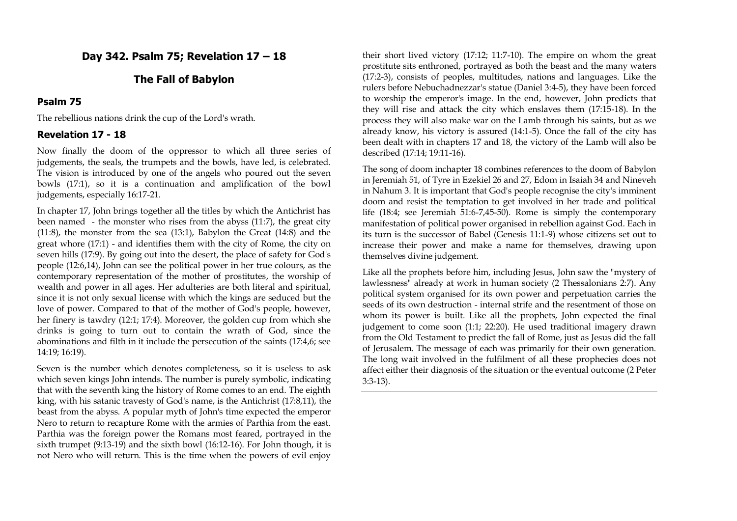## Day 342. Psalm 75; Revelation 17 – 18

## The Fall of Babylon

### Psalm 75

The rebellious nations drink the cup of the Lord's wrath.

### Revelation 17 - 18

Now finally the doom of the oppressor to which all three series of judgements, the seals, the trumpets and the bowls, have led, is celebrated. The vision is introduced by one of the angels who poured out the seven bowls (17:1), so it is a continuation and amplification of the bowl judgements, especially 16:17-21.

In chapter 17, John brings together all the titles by which the Antichrist has been named - the monster who rises from the abyss (11:7), the great city (11:8), the monster from the sea (13:1), Babylon the Great (14:8) and the great whore (17:1) - and identifies them with the city of Rome, the city on seven hills (17:9). By going out into the desert, the place of safety for God's people (12:6,14), John can see the political power in her true colours, as the contemporary representation of the mother of prostitutes, the worship of wealth and power in all ages. Her adulteries are both literal and spiritual, since it is not only sexual license with which the kings are seduced but the love of power. Compared to that of the mother of God's people, however, her finery is tawdry (12:1; 17:4). Moreover, the golden cup from which she drinks is going to turn out to contain the wrath of God, since the abominations and filth in it include the persecution of the saints (17:4,6; see 14:19; 16:19).

Seven is the number which denotes completeness, so it is useless to ask which seven kings John intends. The number is purely symbolic, indicating that with the seventh king the history of Rome comes to an end. The eighth king, with his satanic travesty of God's name, is the Antichrist (17:8,11), the beast from the abyss. A popular myth of John's time expected the emperor Nero to return to recapture Rome with the armies of Parthia from the east. Parthia was the foreign power the Romans most feared, portrayed in the sixth trumpet (9:13-19) and the sixth bowl (16:12-16). For John though, it is not Nero who will return. This is the time when the powers of evil enjoy their short lived victory (17:12; 11:7-10). The empire on whom the great prostitute sits enthroned, portrayed as both the beast and the many waters (17:2-3), consists of peoples, multitudes, nations and languages. Like the rulers before Nebuchadnezzar's statue (Daniel 3:4-5), they have been forced to worship the emperor's image. In the end, however, John predicts that they will rise and attack the city which enslaves them (17:15-18). In the process they will also make war on the Lamb through his saints, but as we already know, his victory is assured (14:1-5). Once the fall of the city has been dealt with in chapters 17 and 18, the victory of the Lamb will also be described (17:14; 19:11-16).

The song of doom inchapter 18 combines references to the doom of Babylon in Jeremiah 51, of Tyre in Ezekiel 26 and 27, Edom in Isaiah 34 and Nineveh in Nahum 3. It is important that God's people recognise the city's imminent doom and resist the temptation to get involved in her trade and political life (18:4; see Jeremiah 51:6-7,45-50). Rome is simply the contemporary manifestation of political power organised in rebellion against God. Each in its turn is the successor of Babel (Genesis 11:1-9) whose citizens set out to increase their power and make a name for themselves, drawing upon themselves divine judgement.

Like all the prophets before him, including Jesus, John saw the "mystery of lawlessness" already at work in human society (2 Thessalonians 2:7). Any political system organised for its own power and perpetuation carries the seeds of its own destruction - internal strife and the resentment of those on whom its power is built. Like all the prophets, John expected the final judgement to come soon (1:1; 22:20). He used traditional imagery drawn from the Old Testament to predict the fall of Rome, just as Jesus did the fall of Jerusalem. The message of each was primarily for their own generation. The long wait involved in the fulfilment of all these prophecies does not affect either their diagnosis of the situation or the eventual outcome (2 Peter 3:3-13).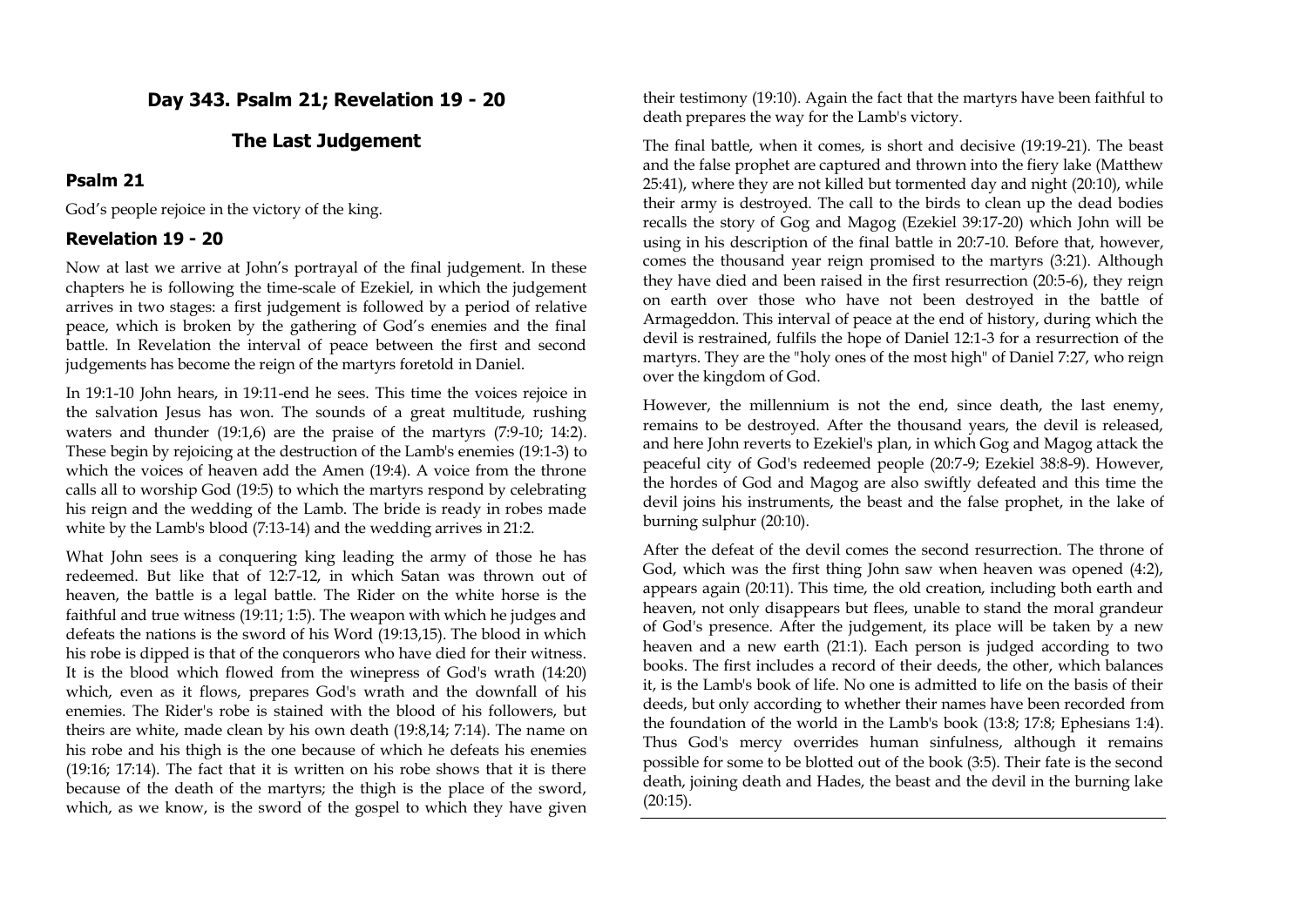## Day 343. Psalm 21; Revelation 19 - 20

## The Last Judgement

### Psalm 21

God's people rejoice in the victory of the king.

### Revelation 19 - 20

Now at last we arrive at John's portrayal of the final judgement. In these chapters he is following the time-scale of Ezekiel, in which the judgement arrives in two stages: a first judgement is followed by a period of relative peace, which is broken by the gathering of God's enemies and the final battle. In Revelation the interval of peace between the first and second judgements has become the reign of the martyrs foretold in Daniel.

In 19:1-10 John hears, in 19:11-end he sees. This time the voices rejoice in the salvation Jesus has won. The sounds of a great multitude, rushing waters and thunder (19:1,6) are the praise of the martyrs (7:9-10; 14:2). These begin by rejoicing at the destruction of the Lamb's enemies (19:1-3) to which the voices of heaven add the Amen (19:4). A voice from the throne calls all to worship God (19:5) to which the martyrs respond by celebrating his reign and the wedding of the Lamb. The bride is ready in robes made white by the Lamb's blood (7:13-14) and the wedding arrives in 21:2.

What John sees is a conquering king leading the army of those he has redeemed. But like that of 12:7-12, in which Satan was thrown out of heaven, the battle is a legal battle. The Rider on the white horse is the faithful and true witness (19:11; 1:5). The weapon with which he judges and defeats the nations is the sword of his Word (19:13,15). The blood in which his robe is dipped is that of the conquerors who have died for their witness. It is the blood which flowed from the winepress of God's wrath (14:20) which, even as it flows, prepares God's wrath and the downfall of his enemies. The Rider's robe is stained with the blood of his followers, but theirs are white, made clean by his own death (19:8,14; 7:14). The name on his robe and his thigh is the one because of which he defeats his enemies (19:16; 17:14). The fact that it is written on his robe shows that it is there because of the death of the martyrs; the thigh is the place of the sword, which, as we know, is the sword of the gospel to which they have given their testimony (19:10). Again the fact that the martyrs have been faithful to death prepares the way for the Lamb's victory.

The final battle, when it comes, is short and decisive (19:19-21). The beast and the false prophet are captured and thrown into the fiery lake (Matthew 25:41), where they are not killed but tormented day and night (20:10), while their army is destroyed. The call to the birds to clean up the dead bodies recalls the story of Gog and Magog (Ezekiel 39:17-20) which John will be using in his description of the final battle in 20:7-10. Before that, however, comes the thousand year reign promised to the martyrs (3:21). Although they have died and been raised in the first resurrection (20:5-6), they reign on earth over those who have not been destroyed in the battle of Armageddon. This interval of peace at the end of history, during which the devil is restrained, fulfils the hope of Daniel 12:1-3 for a resurrection of the martyrs. They are the "holy ones of the most high" of Daniel 7:27, who reign over the kingdom of God.

However, the millennium is not the end, since death, the last enemy, remains to be destroyed. After the thousand years, the devil is released, and here John reverts to Ezekiel's plan, in which Gog and Magog attack the peaceful city of God's redeemed people (20:7-9; Ezekiel 38:8-9). However, the hordes of God and Magog are also swiftly defeated and this time the devil joins his instruments, the beast and the false prophet, in the lake of burning sulphur (20:10).

After the defeat of the devil comes the second resurrection. The throne of God, which was the first thing John saw when heaven was opened (4:2), appears again (20:11). This time, the old creation, including both earth and heaven, not only disappears but flees, unable to stand the moral grandeur of God's presence. After the judgement, its place will be taken by a new heaven and a new earth (21:1). Each person is judged according to two books. The first includes a record of their deeds, the other, which balances it, is the Lamb's book of life. No one is admitted to life on the basis of their deeds, but only according to whether their names have been recorded from the foundation of the world in the Lamb's book (13:8; 17:8; Ephesians 1:4). Thus God's mercy overrides human sinfulness, although it remains possible for some to be blotted out of the book (3:5). Their fate is the second death, joining death and Hades, the beast and the devil in the burning lake (20:15).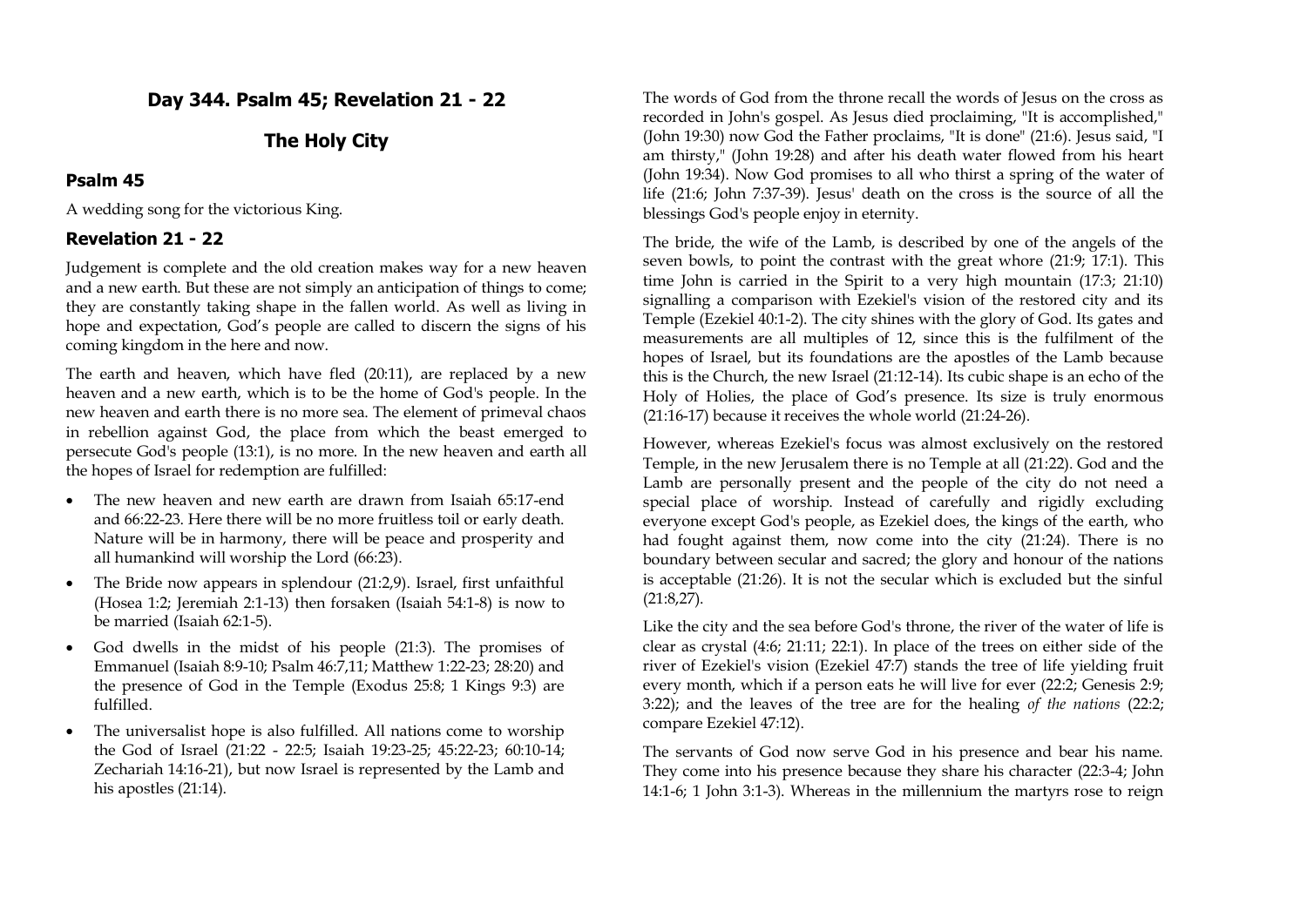## Day 344. Psalm 45; Revelation 21 - 22

## The Holy City

### Psalm 45

A wedding song for the victorious King.

### Revelation 21 - 22

Judgement is complete and the old creation makes way for a new heaven and a new earth. But these are not simply an anticipation of things to come; they are constantly taking shape in the fallen world. As well as living in hope and expectation, God's people are called to discern the signs of his coming kingdom in the here and now.

The earth and heaven, which have fled (20:11), are replaced by a new heaven and a new earth, which is to be the home of God's people. In the new heaven and earth there is no more sea. The element of primeval chaos in rebellion against God, the place from which the beast emerged to persecute God's people (13:1), is no more. In the new heaven and earth all the hopes of Israel for redemption are fulfilled:

- The new heaven and new earth are drawn from Isaiah 65:17-end and 66:22-23. Here there will be no more fruitless toil or early death. Nature will be in harmony, there will be peace and prosperity and all humankind will worship the Lord (66:23).
- The Bride now appears in splendour (21:2,9). Israel, first unfaithful (Hosea 1:2; Jeremiah 2:1-13) then forsaken (Isaiah 54:1-8) is now to be married (Isaiah 62:1-5).
- God dwells in the midst of his people (21:3). The promises of Emmanuel (Isaiah 8:9-10; Psalm 46:7,11; Matthew 1:22-23; 28:20) and the presence of God in the Temple (Exodus 25:8; 1 Kings 9:3) are fulfilled.
- The universalist hope is also fulfilled. All nations come to worship the God of Israel (21:22 - 22:5; Isaiah 19:23-25; 45:22-23; 60:10-14; Zechariah 14:16-21), but now Israel is represented by the Lamb and his apostles (21:14).

The words of God from the throne recall the words of Jesus on the cross as recorded in John's gospel. As Jesus died proclaiming, "It is accomplished," (John 19:30) now God the Father proclaims, "It is done" (21:6). Jesus said, "I am thirsty," (John 19:28) and after his death water flowed from his heart (John 19:34). Now God promises to all who thirst a spring of the water of life (21:6; John 7:37-39). Jesus' death on the cross is the source of all the blessings God's people enjoy in eternity.

The bride, the wife of the Lamb, is described by one of the angels of the seven bowls, to point the contrast with the great whore (21:9; 17:1). This time John is carried in the Spirit to a very high mountain (17:3; 21:10) signalling a comparison with Ezekiel's vision of the restored city and its Temple (Ezekiel 40:1-2). The city shines with the glory of God. Its gates and measurements are all multiples of 12, since this is the fulfilment of the hopes of Israel, but its foundations are the apostles of the Lamb because this is the Church, the new Israel (21:12-14). Its cubic shape is an echo of the Holy of Holies, the place of God's presence. Its size is truly enormous (21:16-17) because it receives the whole world (21:24-26).

However, whereas Ezekiel's focus was almost exclusively on the restored Temple, in the new Jerusalem there is no Temple at all (21:22). God and the Lamb are personally present and the people of the city do not need a special place of worship. Instead of carefully and rigidly excluding everyone except God's people, as Ezekiel does, the kings of the earth, who had fought against them, now come into the city (21:24). There is no boundary between secular and sacred; the glory and honour of the nations is acceptable (21:26). It is not the secular which is excluded but the sinful (21:8,27).

Like the city and the sea before God's throne, the river of the water of life is clear as crystal (4:6; 21:11; 22:1). In place of the trees on either side of the river of Ezekiel's vision (Ezekiel 47:7) stands the tree of life yielding fruit every month, which if a person eats he will live for ever (22:2; Genesis 2:9; 3:22); and the leaves of the tree are for the healing *of the nations* (22:2; compare Ezekiel 47:12).

The servants of God now serve God in his presence and bear his name. They come into his presence because they share his character (22:3-4; John 14:1-6; 1 John 3:1-3). Whereas in the millennium the martyrs rose to reign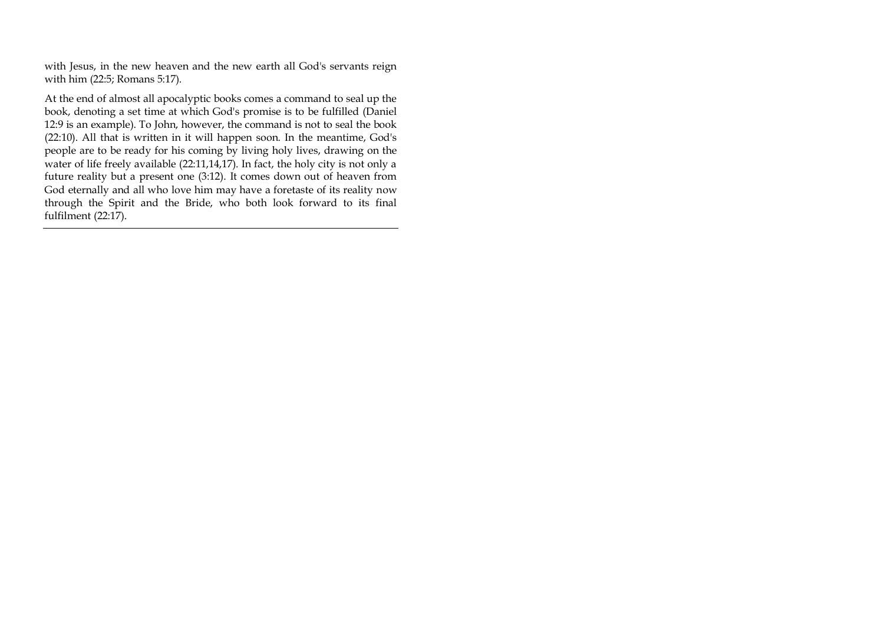with Jesus, in the new heaven and the new earth all God's servants reign with him (22:5; Romans 5:17).

At the end of almost all apocalyptic books comes a command to seal up the book, denoting a set time at which God's promise is to be fulfilled (Daniel 12:9 is an example). To John, however, the command is not to seal the book (22:10). All that is written in it will happen soon. In the meantime, God's people are to be ready for his coming by living holy lives, drawing on the water of life freely available (22:11,14,17). In fact, the holy city is not only a future reality but a present one (3:12). It comes down out of heaven from God eternally and all who love him may have a foretaste of its reality now through the Spirit and the Bride, who both look forward to its final fulfilment (22:17).

---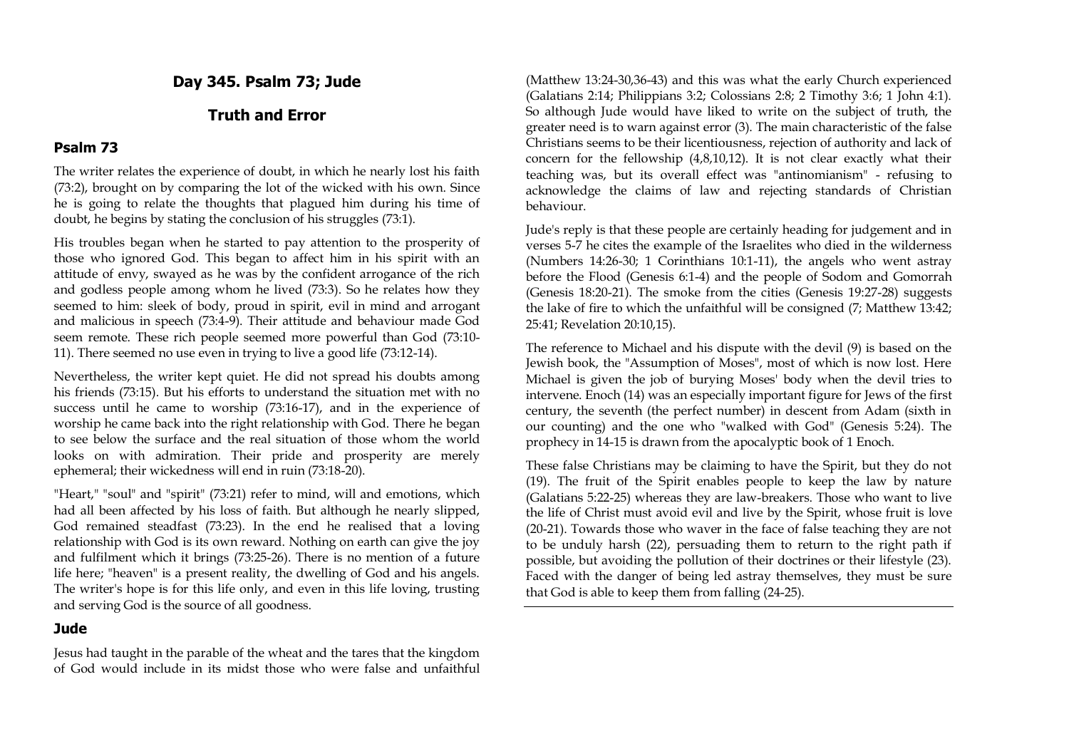## Day 345. Psalm 73; Jude

## Truth and Error

### Psalm 73

The writer relates the experience of doubt, in which he nearly lost his faith (73:2), brought on by comparing the lot of the wicked with his own. Since he is going to relate the thoughts that plagued him during his time of doubt, he begins by stating the conclusion of his struggles (73:1).

His troubles began when he started to pay attention to the prosperity of those who ignored God. This began to affect him in his spirit with an attitude of envy, swayed as he was by the confident arrogance of the rich and godless people among whom he lived (73:3). So he relates how they seemed to him: sleek of body, proud in spirit, evil in mind and arrogant and malicious in speech (73:4-9). Their attitude and behaviour made God seem remote. These rich people seemed more powerful than God (73:10-11). There seemed no use even in trying to live a good life (73:12-14).

Nevertheless, the writer kept quiet. He did not spread his doubts among his friends (73:15). But his efforts to understand the situation met with no success until he came to worship (73:16-17), and in the experience of worship he came back into the right relationship with God. There he began to see below the surface and the real situation of those whom the world looks on with admiration. Their pride and prosperity are merely ephemeral; their wickedness will end in ruin (73:18-20).

"Heart," "soul" and "spirit" (73:21) refer to mind, will and emotions, which had all been affected by his loss of faith. But although he nearly slipped, God remained steadfast (73:23). In the end he realised that a loving relationship with God is its own reward. Nothing on earth can give the joy and fulfilment which it brings (73:25-26). There is no mention of a future life here; "heaven" is a present reality, the dwelling of God and his angels. The writer's hope is for this life only, and even in this life loving, trusting and serving God is the source of all goodness.

### Jude

Jesus had taught in the parable of the wheat and the tares that the kingdom of God would include in its midst those who were false and unfaithful (Matthew 13:24-30,36-43) and this was what the early Church experienced (Galatians 2:14; Philippians 3:2; Colossians 2:8; 2 Timothy 3:6; 1 John 4:1). So although Jude would have liked to write on the subject of truth, the greater need is to warn against error (3). The main characteristic of the false Christians seems to be their licentiousness, rejection of authority and lack of concern for the fellowship (4,8,10,12). It is not clear exactly what their teaching was, but its overall effect was "antinomianism" - refusing to acknowledge the claims of law and rejecting standards of Christian behaviour.

Jude's reply is that these people are certainly heading for judgement and in verses 5-7 he cites the example of the Israelites who died in the wilderness (Numbers 14:26-30; 1 Corinthians 10:1-11), the angels who went astray before the Flood (Genesis 6:1-4) and the people of Sodom and Gomorrah (Genesis 18:20-21). The smoke from the cities (Genesis 19:27-28) suggests the lake of fire to which the unfaithful will be consigned (7; Matthew 13:42; 25:41; Revelation 20:10,15).

The reference to Michael and his dispute with the devil (9) is based on the Jewish book, the "Assumption of Moses", most of which is now lost. Here Michael is given the job of burying Moses' body when the devil tries to intervene. Enoch (14) was an especially important figure for Jews of the first century, the seventh (the perfect number) in descent from Adam (sixth in our counting) and the one who "walked with God" (Genesis 5:24). The prophecy in 14-15 is drawn from the apocalyptic book of 1 Enoch.

These false Christians may be claiming to have the Spirit, but they do not (19). The fruit of the Spirit enables people to keep the law by nature (Galatians 5:22-25) whereas they are law-breakers. Those who want to live the life of Christ must avoid evil and live by the Spirit, whose fruit is love (20-21). Towards those who waver in the face of false teaching they are not to be unduly harsh (22), persuading them to return to the right path if possible, but avoiding the pollution of their doctrines or their lifestyle (23). Faced with the danger of being led astray themselves, they must be sure that God is able to keep them from falling (24-25).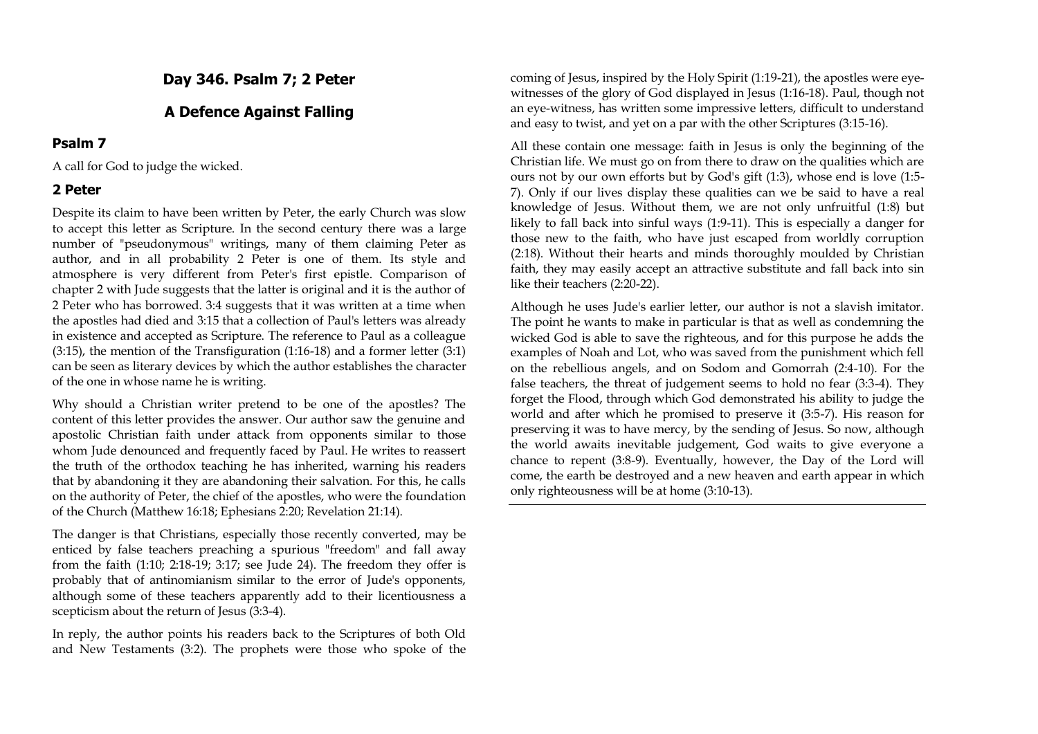## Day 346. Psalm 7; 2 Peter

## A Defence Against Falling

### Psalm 7

A call for God to judge the wicked.

### 2 Peter

Despite its claim to have been written by Peter, the early Church was slow to accept this letter as Scripture. In the second century there was a large number of "pseudonymous" writings, many of them claiming Peter as author, and in all probability 2 Peter is one of them. Its style and atmosphere is very different from Peter's first epistle. Comparison of chapter 2 with Jude suggests that the latter is original and it is the author of 2 Peter who has borrowed. 3:4 suggests that it was written at a time when the apostles had died and 3:15 that a collection of Paul's letters was already in existence and accepted as Scripture. The reference to Paul as a colleague (3:15), the mention of the Transfiguration (1:16-18) and a former letter (3:1) can be seen as literary devices by which the author establishes the character of the one in whose name he is writing.

Why should a Christian writer pretend to be one of the apostles? The content of this letter provides the answer. Our author saw the genuine and apostolic Christian faith under attack from opponents similar to those whom Jude denounced and frequently faced by Paul. He writes to reassert the truth of the orthodox teaching he has inherited, warning his readers that by abandoning it they are abandoning their salvation. For this, he calls on the authority of Peter, the chief of the apostles, who were the foundation of the Church (Matthew 16:18; Ephesians 2:20; Revelation 21:14).

The danger is that Christians, especially those recently converted, may be enticed by false teachers preaching a spurious "freedom" and fall away from the faith (1:10; 2:18-19; 3:17; see Jude 24). The freedom they offer is probably that of antinomianism similar to the error of Jude's opponents, although some of these teachers apparently add to their licentiousness a scepticism about the return of Jesus (3:3-4).

In reply, the author points his readers back to the Scriptures of both Old and New Testaments (3:2). The prophets were those who spoke of the coming of Jesus, inspired by the Holy Spirit (1:19-21), the apostles were eye-witnesses of the glory of God displayed in Jesus (1:16-18). Paul, though not an eye-witness, has written some impressive letters, difficult to understand and easy to twist, and yet on a par with the other Scriptures (3:15-16).

All these contain one message: faith in Jesus is only the beginning of the Christian life. We must go on from there to draw on the qualities which are ours not by our own efforts but by God's gift (1:3), whose end is love (1:5-7). Only if our lives display these qualities can we be said to have a real knowledge of Jesus. Without them, we are not only unfruitful (1:8) but likely to fall back into sinful ways (1:9-11). This is especially a danger for those new to the faith, who have just escaped from worldly corruption (2:18). Without their hearts and minds thoroughly moulded by Christian faith, they may easily accept an attractive substitute and fall back into sin like their teachers (2:20-22).

Although he uses Jude's earlier letter, our author is not a slavish imitator. The point he wants to make in particular is that as well as condemning the wicked God is able to save the righteous, and for this purpose he adds the examples of Noah and Lot, who was saved from the punishment which fell on the rebellious angels, and on Sodom and Gomorrah (2:4-10). For the false teachers, the threat of judgement seems to hold no fear (3:3-4). They forget the Flood, through which God demonstrated his ability to judge the world and after which he promised to preserve it (3:5-7). His reason for preserving it was to have mercy, by the sending of Jesus. So now, although the world awaits inevitable judgement, God waits to give everyone a chance to repent (3:8-9). Eventually, however, the Day of the Lord will come, the earth be destroyed and a new heaven and earth appear in which only righteousness will be at home (3:10-13).